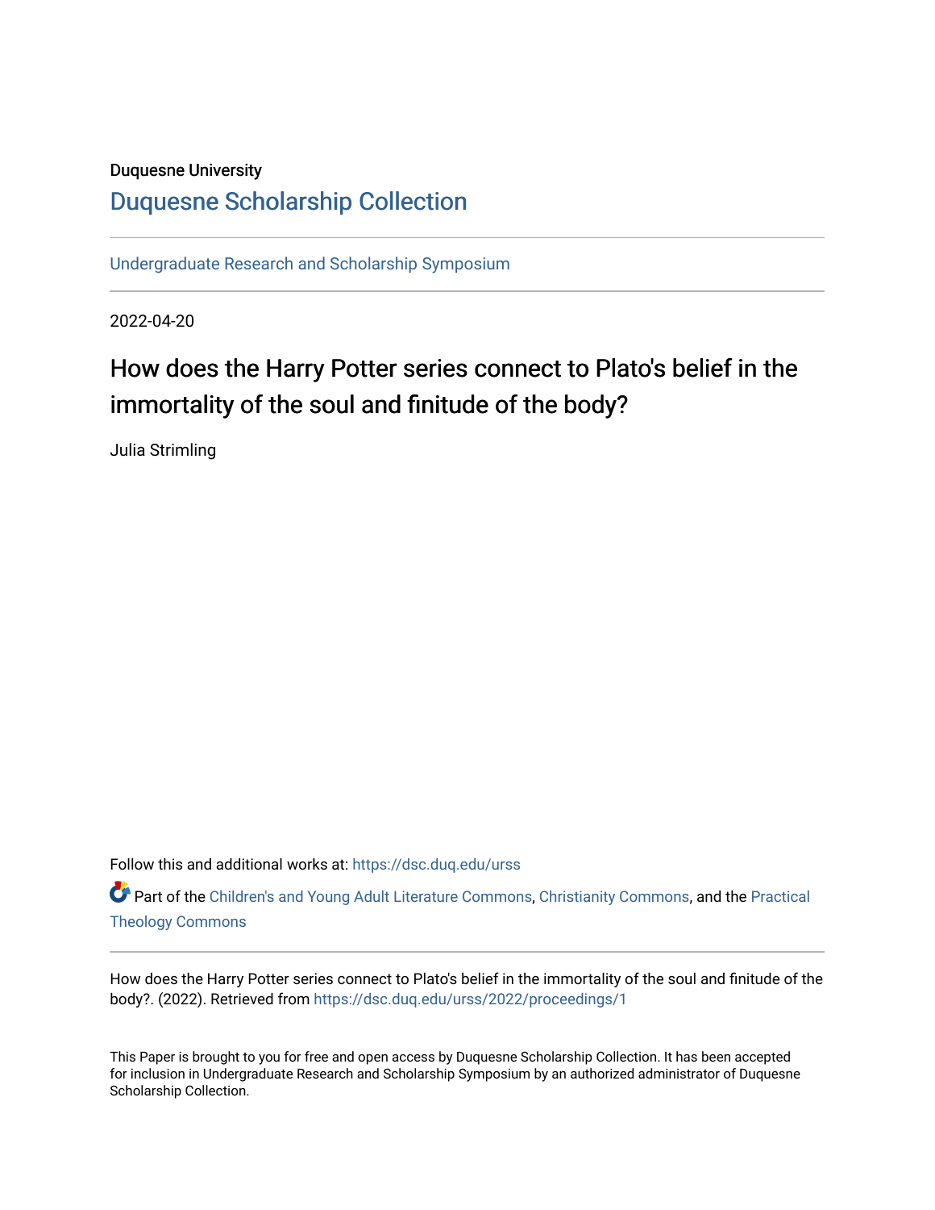Duquesne University

## Duquesne Scholarship Collection

Undergraduate Research and Scholarship Symposium

2022-04-20

# How does the Harry Potter series connect to Plato's belief in the immortality of the soul and finitude of the body?

Julia Strimling

Follow this and additional works at: https://dsc.duq.edu/urss

Part of the Children's and Young Adult Literature Commons, Christianity Commons, and the Practical Theology Commons

How does the Harry Potter series connect to Plato's belief in the immortality of the soul and finitude of the body?. (2022). Retrieved from https://dsc.duq.edu/urss/2022/proceedings/1

This Paper is brought to you for free and open access by Duquesne Scholarship Collection. It has been accepted for inclusion in Undergraduate Research and Scholarship Symposium by an authorized administrator of Duquesne Scholarship Collection.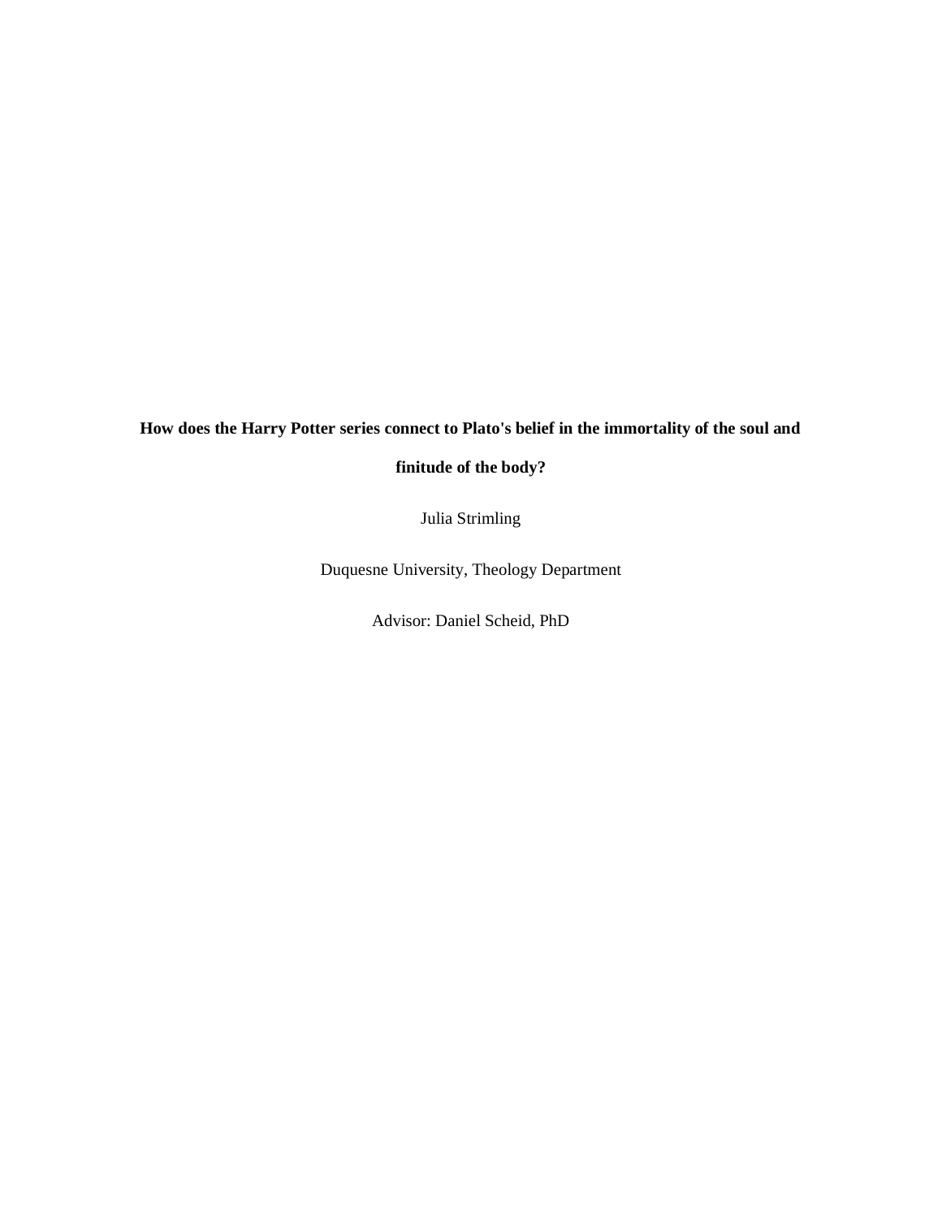**How does the Harry Potter series connect to Plato's belief in the immortality of the soul and finitude of the body?**

Julia Strimling

Duquesne University, Theology Department

Advisor: Daniel Scheid, PhD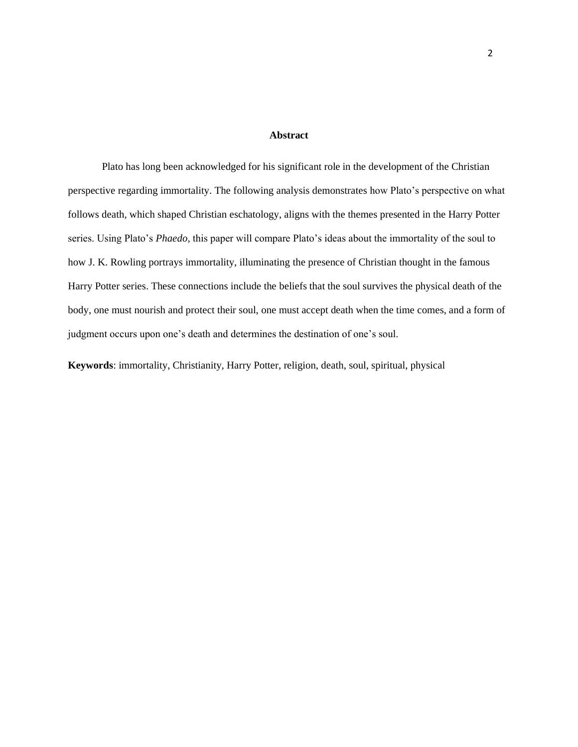## Abstract

Plato has long been acknowledged for his significant role in the development of the Christian perspective regarding immortality. The following analysis demonstrates how Plato's perspective on what follows death, which shaped Christian eschatology, aligns with the themes presented in the Harry Potter series. Using Plato's *Phaedo*, this paper will compare Plato's ideas about the immortality of the soul to how J. K. Rowling portrays immortality, illuminating the presence of Christian thought in the famous Harry Potter series. These connections include the beliefs that the soul survives the physical death of the body, one must nourish and protect their soul, one must accept death when the time comes, and a form of judgment occurs upon one's death and determines the destination of one's soul.

**Keywords**: immortality, Christianity, Harry Potter, religion, death, soul, spiritual, physical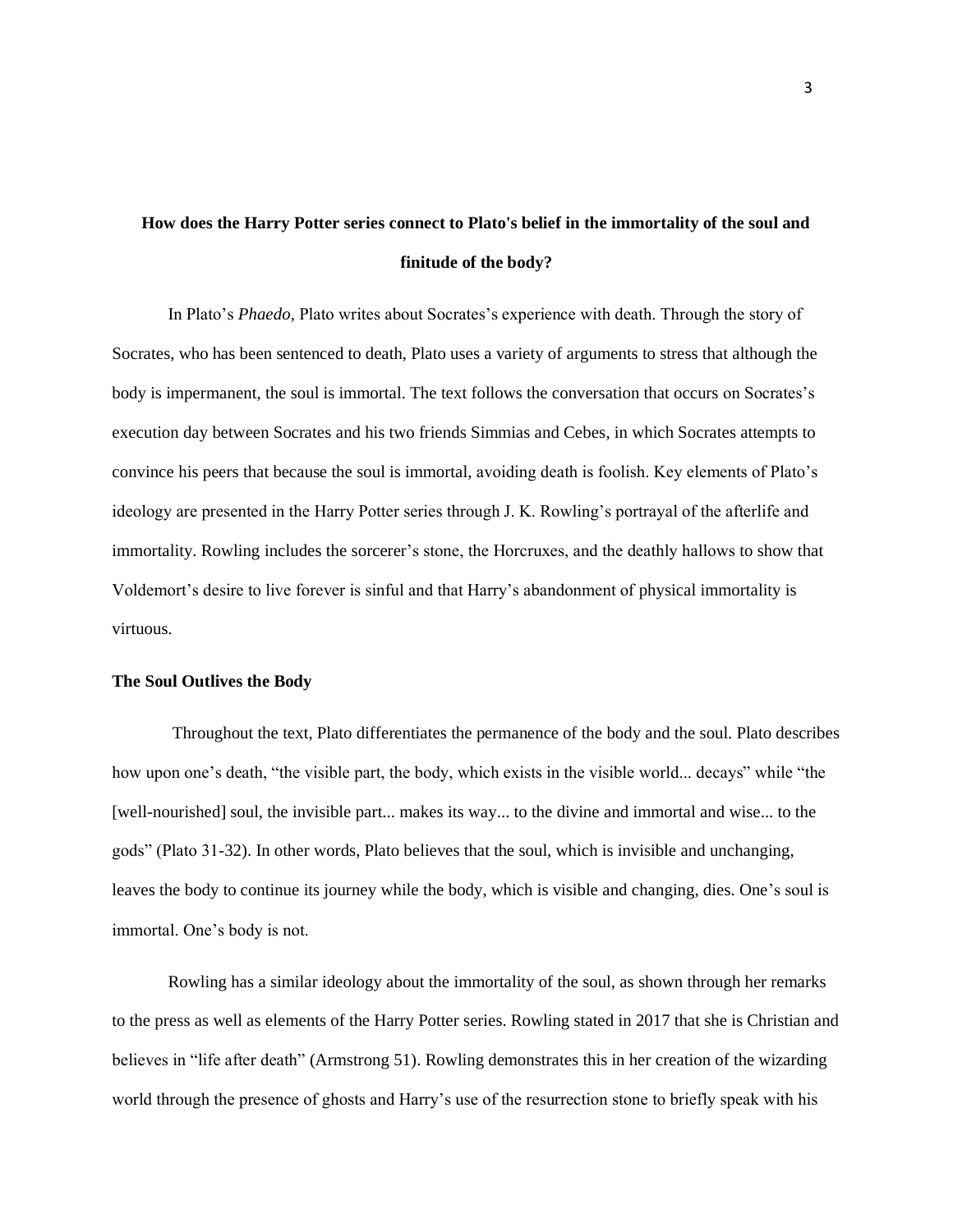**How does the Harry Potter series connect to Plato's belief in the immortality of the soul and finitude of the body?**

In Plato's *Phaedo*, Plato writes about Socrates's experience with death. Through the story of Socrates, who has been sentenced to death, Plato uses a variety of arguments to stress that although the body is impermanent, the soul is immortal. The text follows the conversation that occurs on Socrates's execution day between Socrates and his two friends Simmias and Cebes, in which Socrates attempts to convince his peers that because the soul is immortal, avoiding death is foolish. Key elements of Plato's ideology are presented in the Harry Potter series through J. K. Rowling's portrayal of the afterlife and immortality. Rowling includes the sorcerer's stone, the Horcruxes, and the deathly hallows to show that Voldemort's desire to live forever is sinful and that Harry's abandonment of physical immortality is virtuous.

**The Soul Outlives the Body**

Throughout the text, Plato differentiates the permanence of the body and the soul. Plato describes how upon one's death, "the visible part, the body, which exists in the visible world... decays" while "the [well-nourished] soul, the invisible part... makes its way... to the divine and immortal and wise... to the gods" (Plato 31-32). In other words, Plato believes that the soul, which is invisible and unchanging, leaves the body to continue its journey while the body, which is visible and changing, dies. One's soul is immortal. One's body is not.

Rowling has a similar ideology about the immortality of the soul, as shown through her remarks to the press as well as elements of the Harry Potter series. Rowling stated in 2017 that she is Christian and believes in "life after death" (Armstrong 51). Rowling demonstrates this in her creation of the wizarding world through the presence of ghosts and Harry's use of the resurrection stone to briefly speak with his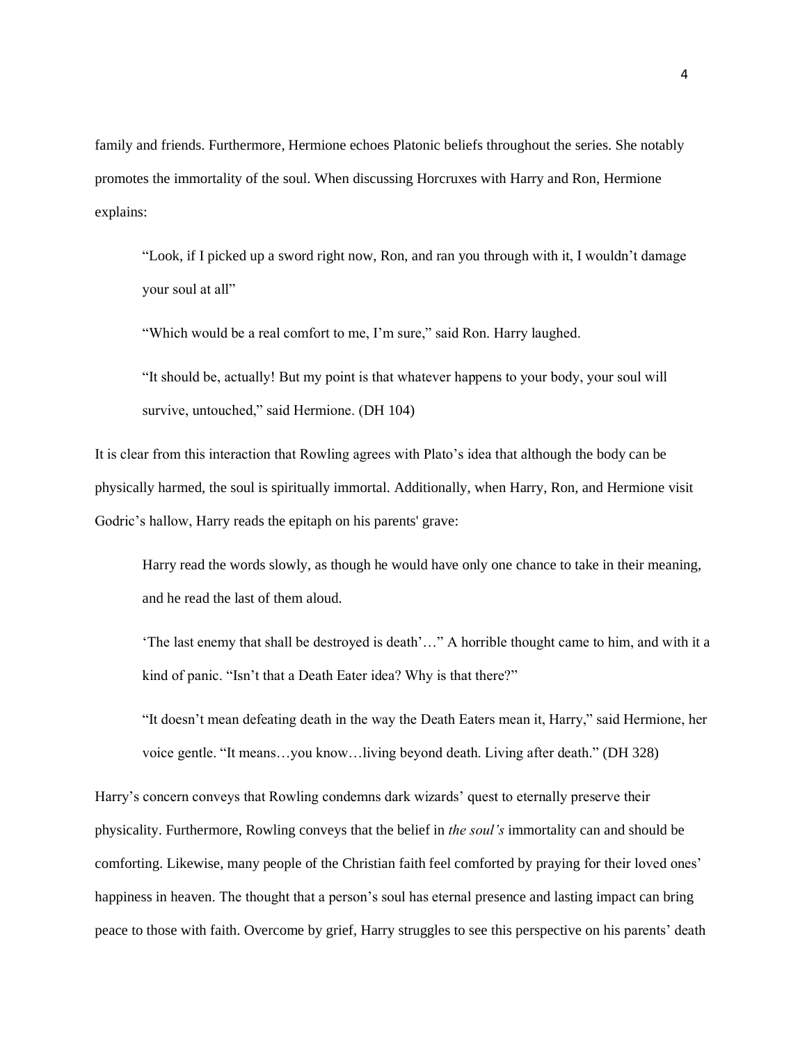family and friends. Furthermore, Hermione echoes Platonic beliefs throughout the series. She notably promotes the immortality of the soul. When discussing Horcruxes with Harry and Ron, Hermione explains:

> "Look, if I picked up a sword right now, Ron, and ran you through with it, I wouldn't damage your soul at all"
>
> "Which would be a real comfort to me, I'm sure," said Ron. Harry laughed.
>
> "It should be, actually! But my point is that whatever happens to your body, your soul will survive, untouched," said Hermione. (DH 104)

It is clear from this interaction that Rowling agrees with Plato's idea that although the body can be physically harmed, the soul is spiritually immortal. Additionally, when Harry, Ron, and Hermione visit Godric's hallow, Harry reads the epitaph on his parents' grave:

> Harry read the words slowly, as though he would have only one chance to take in their meaning, and he read the last of them aloud.
>
> 'The last enemy that shall be destroyed is death'…" A horrible thought came to him, and with it a kind of panic. "Isn't that a Death Eater idea? Why is that there?"
>
> "It doesn't mean defeating death in the way the Death Eaters mean it, Harry," said Hermione, her voice gentle. "It means…you know…living beyond death. Living after death." (DH 328)

Harry's concern conveys that Rowling condemns dark wizards' quest to eternally preserve their physicality. Furthermore, Rowling conveys that the belief in *the soul's* immortality can and should be comforting. Likewise, many people of the Christian faith feel comforted by praying for their loved ones' happiness in heaven. The thought that a person's soul has eternal presence and lasting impact can bring peace to those with faith. Overcome by grief, Harry struggles to see this perspective on his parents' death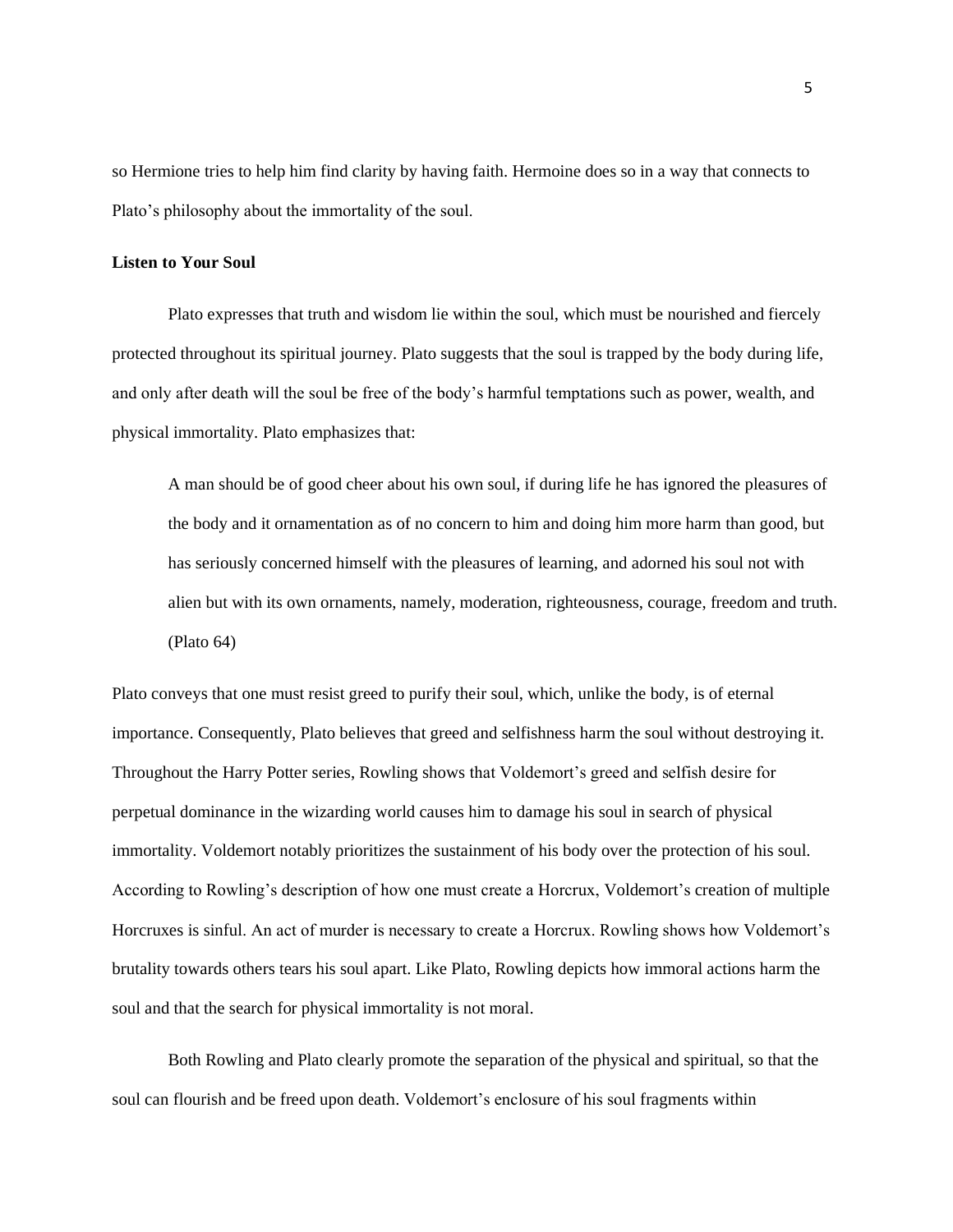so Hermione tries to help him find clarity by having faith. Hermoine does so in a way that connects to Plato's philosophy about the immortality of the soul.

**Listen to Your Soul**

Plato expresses that truth and wisdom lie within the soul, which must be nourished and fiercely protected throughout its spiritual journey. Plato suggests that the soul is trapped by the body during life, and only after death will the soul be free of the body's harmful temptations such as power, wealth, and physical immortality. Plato emphasizes that:

> A man should be of good cheer about his own soul, if during life he has ignored the pleasures of the body and it ornamentation as of no concern to him and doing him more harm than good, but has seriously concerned himself with the pleasures of learning, and adorned his soul not with alien but with its own ornaments, namely, moderation, righteousness, courage, freedom and truth. (Plato 64)

Plato conveys that one must resist greed to purify their soul, which, unlike the body, is of eternal importance. Consequently, Plato believes that greed and selfishness harm the soul without destroying it. Throughout the Harry Potter series, Rowling shows that Voldemort's greed and selfish desire for perpetual dominance in the wizarding world causes him to damage his soul in search of physical immortality. Voldemort notably prioritizes the sustainment of his body over the protection of his soul. According to Rowling's description of how one must create a Horcrux, Voldemort's creation of multiple Horcruxes is sinful. An act of murder is necessary to create a Horcrux. Rowling shows how Voldemort's brutality towards others tears his soul apart. Like Plato, Rowling depicts how immoral actions harm the soul and that the search for physical immortality is not moral.

Both Rowling and Plato clearly promote the separation of the physical and spiritual, so that the soul can flourish and be freed upon death. Voldemort's enclosure of his soul fragments within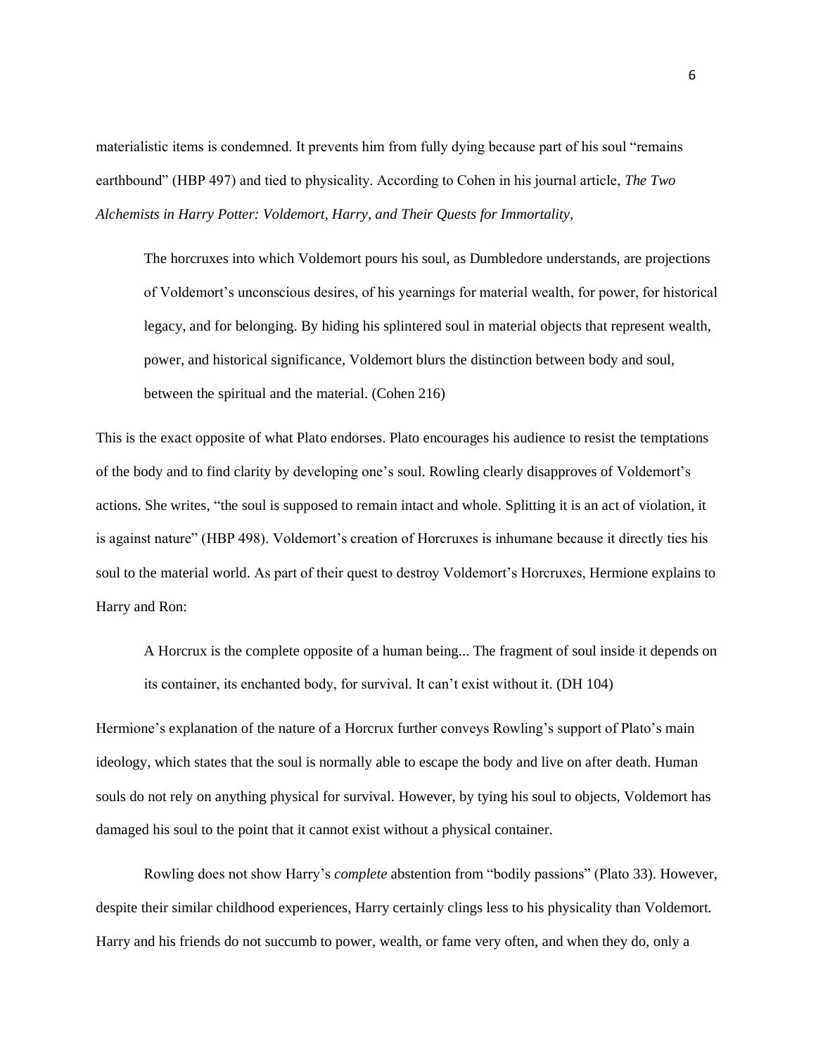materialistic items is condemned. It prevents him from fully dying because part of his soul "remains earthbound" (HBP 497) and tied to physicality. According to Cohen in his journal article, *The Two Alchemists in Harry Potter: Voldemort, Harry, and Their Quests for Immortality,*

> The horcruxes into which Voldemort pours his soul, as Dumbledore understands, are projections of Voldemort's unconscious desires, of his yearnings for material wealth, for power, for historical legacy, and for belonging. By hiding his splintered soul in material objects that represent wealth, power, and historical significance, Voldemort blurs the distinction between body and soul, between the spiritual and the material. (Cohen 216)

This is the exact opposite of what Plato endorses. Plato encourages his audience to resist the temptations of the body and to find clarity by developing one's soul. Rowling clearly disapproves of Voldemort's actions. She writes, "the soul is supposed to remain intact and whole. Splitting it is an act of violation, it is against nature" (HBP 498). Voldemort's creation of Horcruxes is inhumane because it directly ties his soul to the material world. As part of their quest to destroy Voldemort's Horcruxes, Hermione explains to Harry and Ron:

> A Horcrux is the complete opposite of a human being... The fragment of soul inside it depends on its container, its enchanted body, for survival. It can't exist without it. (DH 104)

Hermione's explanation of the nature of a Horcrux further conveys Rowling's support of Plato's main ideology, which states that the soul is normally able to escape the body and live on after death. Human souls do not rely on anything physical for survival. However, by tying his soul to objects, Voldemort has damaged his soul to the point that it cannot exist without a physical container.

Rowling does not show Harry's *complete* abstention from "bodily passions" (Plato 33). However, despite their similar childhood experiences, Harry certainly clings less to his physicality than Voldemort. Harry and his friends do not succumb to power, wealth, or fame very often, and when they do, only a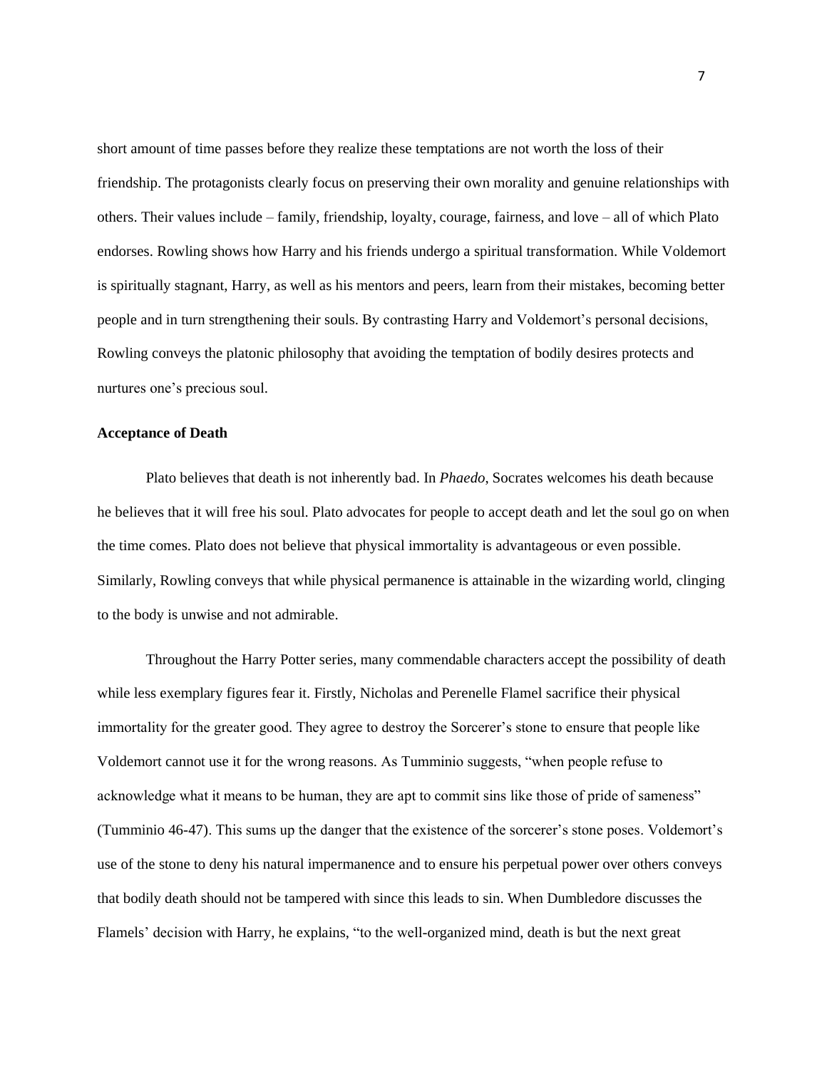short amount of time passes before they realize these temptations are not worth the loss of their friendship. The protagonists clearly focus on preserving their own morality and genuine relationships with others. Their values include – family, friendship, loyalty, courage, fairness, and love – all of which Plato endorses. Rowling shows how Harry and his friends undergo a spiritual transformation. While Voldemort is spiritually stagnant, Harry, as well as his mentors and peers, learn from their mistakes, becoming better people and in turn strengthening their souls. By contrasting Harry and Voldemort's personal decisions, Rowling conveys the platonic philosophy that avoiding the temptation of bodily desires protects and nurtures one's precious soul.

**Acceptance of Death**

Plato believes that death is not inherently bad. In *Phaedo*, Socrates welcomes his death because he believes that it will free his soul. Plato advocates for people to accept death and let the soul go on when the time comes. Plato does not believe that physical immortality is advantageous or even possible. Similarly, Rowling conveys that while physical permanence is attainable in the wizarding world, clinging to the body is unwise and not admirable.

Throughout the Harry Potter series, many commendable characters accept the possibility of death while less exemplary figures fear it. Firstly, Nicholas and Perenelle Flamel sacrifice their physical immortality for the greater good. They agree to destroy the Sorcerer's stone to ensure that people like Voldemort cannot use it for the wrong reasons. As Tumminio suggests, "when people refuse to acknowledge what it means to be human, they are apt to commit sins like those of pride of sameness" (Tumminio 46-47). This sums up the danger that the existence of the sorcerer's stone poses. Voldemort's use of the stone to deny his natural impermanence and to ensure his perpetual power over others conveys that bodily death should not be tampered with since this leads to sin. When Dumbledore discusses the Flamels' decision with Harry, he explains, "to the well-organized mind, death is but the next great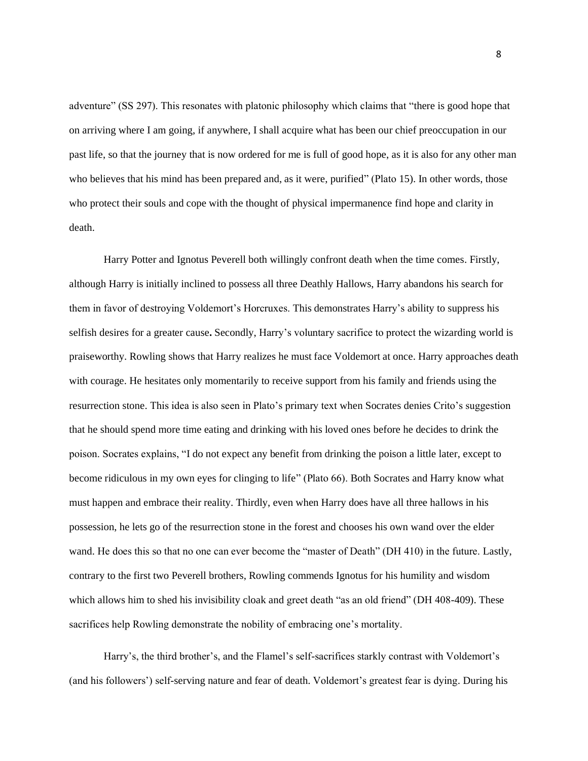adventure" (SS 297). This resonates with platonic philosophy which claims that "there is good hope that on arriving where I am going, if anywhere, I shall acquire what has been our chief preoccupation in our past life, so that the journey that is now ordered for me is full of good hope, as it is also for any other man who believes that his mind has been prepared and, as it were, purified" (Plato 15). In other words, those who protect their souls and cope with the thought of physical impermanence find hope and clarity in death.

Harry Potter and Ignotus Peverell both willingly confront death when the time comes. Firstly, although Harry is initially inclined to possess all three Deathly Hallows, Harry abandons his search for them in favor of destroying Voldemort's Horcruxes. This demonstrates Harry's ability to suppress his selfish desires for a greater cause**.** Secondly, Harry's voluntary sacrifice to protect the wizarding world is praiseworthy. Rowling shows that Harry realizes he must face Voldemort at once. Harry approaches death with courage. He hesitates only momentarily to receive support from his family and friends using the resurrection stone. This idea is also seen in Plato's primary text when Socrates denies Crito's suggestion that he should spend more time eating and drinking with his loved ones before he decides to drink the poison. Socrates explains, "I do not expect any benefit from drinking the poison a little later, except to become ridiculous in my own eyes for clinging to life" (Plato 66). Both Socrates and Harry know what must happen and embrace their reality. Thirdly, even when Harry does have all three hallows in his possession, he lets go of the resurrection stone in the forest and chooses his own wand over the elder wand. He does this so that no one can ever become the "master of Death" (DH 410) in the future. Lastly, contrary to the first two Peverell brothers, Rowling commends Ignotus for his humility and wisdom which allows him to shed his invisibility cloak and greet death "as an old friend" (DH 408-409). These sacrifices help Rowling demonstrate the nobility of embracing one's mortality.

Harry's, the third brother's, and the Flamel's self-sacrifices starkly contrast with Voldemort's (and his followers') self-serving nature and fear of death. Voldemort's greatest fear is dying. During his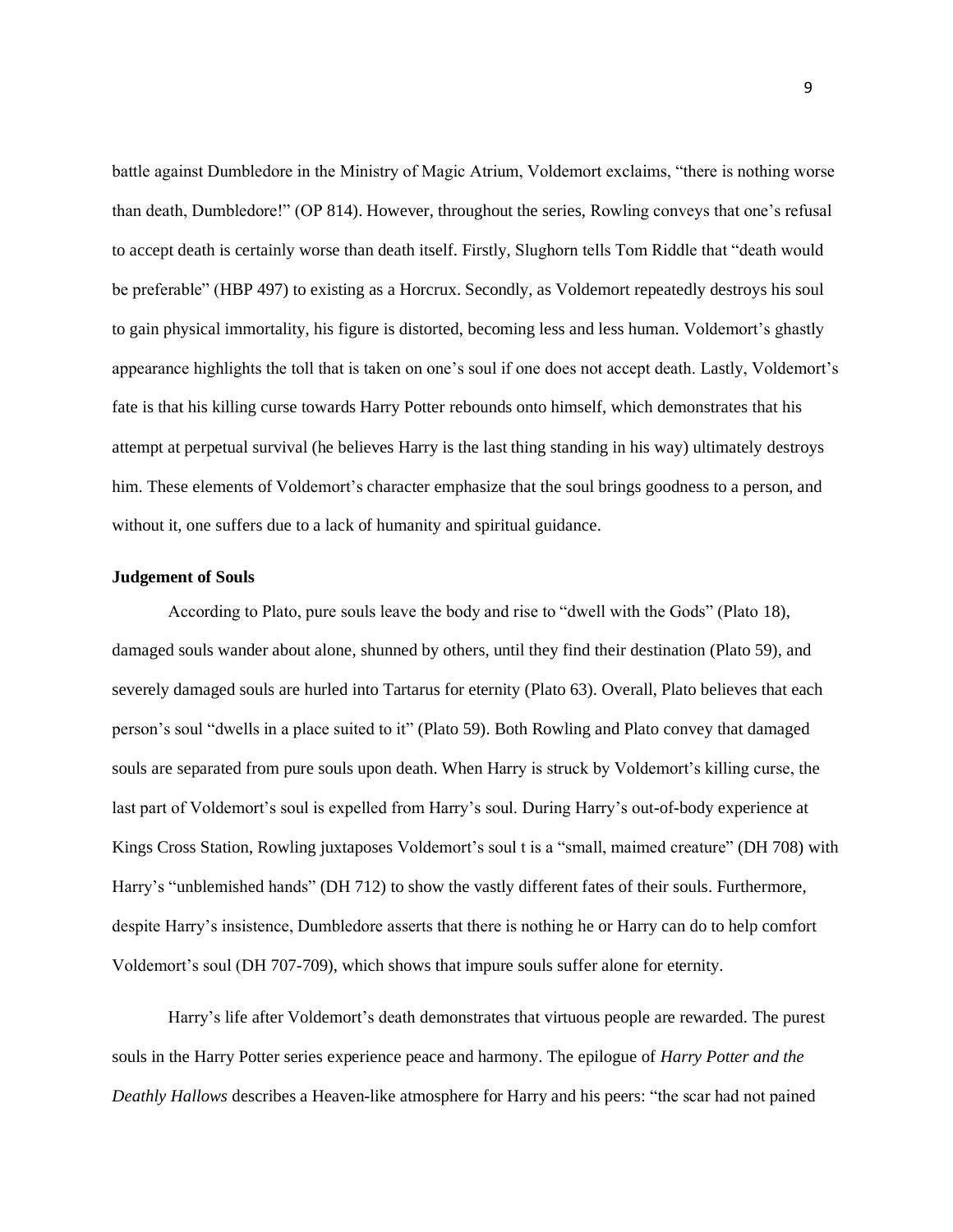battle against Dumbledore in the Ministry of Magic Atrium, Voldemort exclaims, "there is nothing worse than death, Dumbledore!" (OP 814). However, throughout the series, Rowling conveys that one's refusal to accept death is certainly worse than death itself. Firstly, Slughorn tells Tom Riddle that "death would be preferable" (HBP 497) to existing as a Horcrux. Secondly, as Voldemort repeatedly destroys his soul to gain physical immortality, his figure is distorted, becoming less and less human. Voldemort's ghastly appearance highlights the toll that is taken on one's soul if one does not accept death. Lastly, Voldemort's fate is that his killing curse towards Harry Potter rebounds onto himself, which demonstrates that his attempt at perpetual survival (he believes Harry is the last thing standing in his way) ultimately destroys him. These elements of Voldemort's character emphasize that the soul brings goodness to a person, and without it, one suffers due to a lack of humanity and spiritual guidance.

### Judgement of Souls

According to Plato, pure souls leave the body and rise to "dwell with the Gods" (Plato 18), damaged souls wander about alone, shunned by others, until they find their destination (Plato 59), and severely damaged souls are hurled into Tartarus for eternity (Plato 63). Overall, Plato believes that each person's soul "dwells in a place suited to it" (Plato 59). Both Rowling and Plato convey that damaged souls are separated from pure souls upon death. When Harry is struck by Voldemort's killing curse, the last part of Voldemort's soul is expelled from Harry's soul. During Harry's out-of-body experience at Kings Cross Station, Rowling juxtaposes Voldemort's soul t is a "small, maimed creature" (DH 708) with Harry's "unblemished hands" (DH 712) to show the vastly different fates of their souls. Furthermore, despite Harry's insistence, Dumbledore asserts that there is nothing he or Harry can do to help comfort Voldemort's soul (DH 707-709), which shows that impure souls suffer alone for eternity.

Harry's life after Voldemort's death demonstrates that virtuous people are rewarded. The purest souls in the Harry Potter series experience peace and harmony. The epilogue of *Harry Potter and the Deathly Hallows* describes a Heaven-like atmosphere for Harry and his peers: "the scar had not pained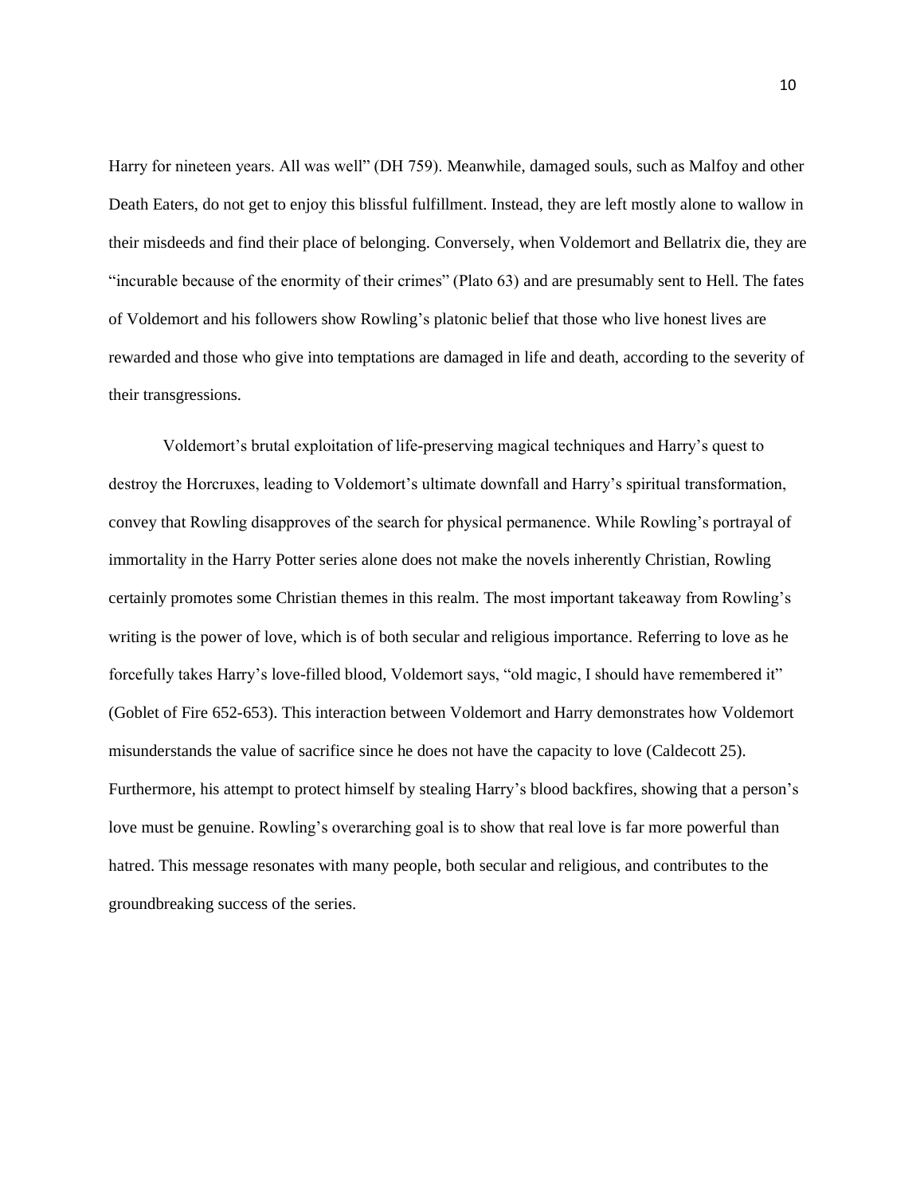Harry for nineteen years. All was well" (DH 759). Meanwhile, damaged souls, such as Malfoy and other Death Eaters, do not get to enjoy this blissful fulfillment. Instead, they are left mostly alone to wallow in their misdeeds and find their place of belonging. Conversely, when Voldemort and Bellatrix die, they are "incurable because of the enormity of their crimes" (Plato 63) and are presumably sent to Hell. The fates of Voldemort and his followers show Rowling's platonic belief that those who live honest lives are rewarded and those who give into temptations are damaged in life and death, according to the severity of their transgressions.

Voldemort's brutal exploitation of life-preserving magical techniques and Harry's quest to destroy the Horcruxes, leading to Voldemort's ultimate downfall and Harry's spiritual transformation, convey that Rowling disapproves of the search for physical permanence. While Rowling's portrayal of immortality in the Harry Potter series alone does not make the novels inherently Christian, Rowling certainly promotes some Christian themes in this realm. The most important takeaway from Rowling's writing is the power of love, which is of both secular and religious importance. Referring to love as he forcefully takes Harry's love-filled blood, Voldemort says, "old magic, I should have remembered it" (Goblet of Fire 652-653). This interaction between Voldemort and Harry demonstrates how Voldemort misunderstands the value of sacrifice since he does not have the capacity to love (Caldecott 25). Furthermore, his attempt to protect himself by stealing Harry's blood backfires, showing that a person's love must be genuine. Rowling's overarching goal is to show that real love is far more powerful than hatred. This message resonates with many people, both secular and religious, and contributes to the groundbreaking success of the series.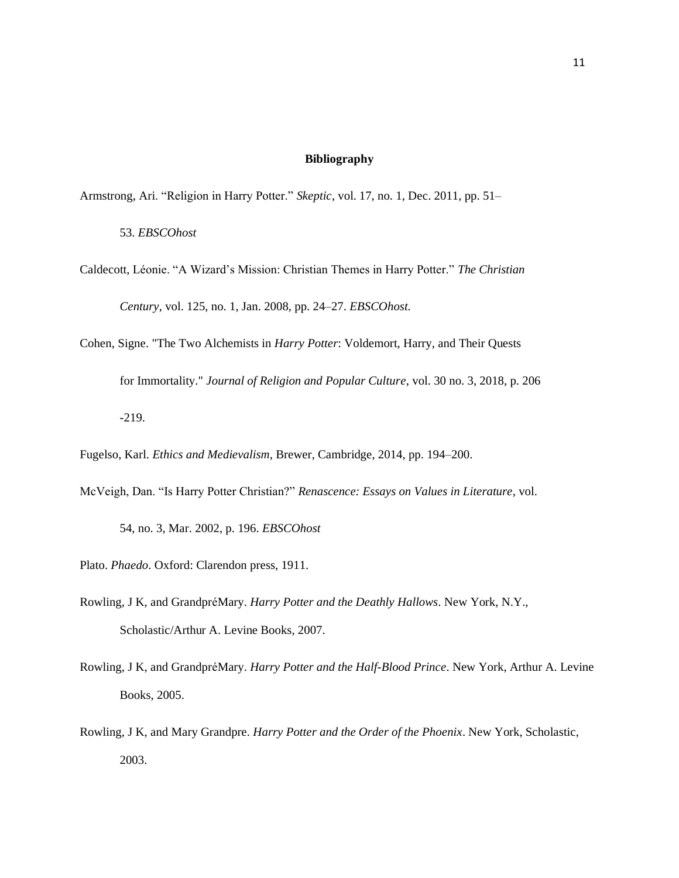**Bibliography**

Armstrong, Ari. “Religion in Harry Potter.” *Skeptic*, vol. 17, no. 1, Dec. 2011, pp. 51–53. *EBSCOhost*

Caldecott, Léonie. “A Wizard’s Mission: Christian Themes in Harry Potter.” *The Christian Century*, vol. 125, no. 1, Jan. 2008, pp. 24–27. *EBSCOhost.*

Cohen, Signe. "The Two Alchemists in *Harry Potter*: Voldemort, Harry, and Their Quests for Immortality." *Journal of Religion and Popular Culture*, vol. 30 no. 3, 2018, p. 206 -219.

Fugelso, Karl. *Ethics and Medievalism*, Brewer, Cambridge, 2014, pp. 194–200.

McVeigh, Dan. “Is Harry Potter Christian?” *Renascence: Essays on Values in Literature*, vol. 54, no. 3, Mar. 2002, p. 196. *EBSCOhost*

Plato. *Phaedo*. Oxford: Clarendon press, 1911.

Rowling, J K, and GrandpréMary. *Harry Potter and the Deathly Hallows*. New York, N.Y., Scholastic/Arthur A. Levine Books, 2007.

Rowling, J K, and GrandpréMary. *Harry Potter and the Half-Blood Prince*. New York, Arthur A. Levine Books, 2005.

Rowling, J K, and Mary Grandpre. *Harry Potter and the Order of the Phoenix*. New York, Scholastic, 2003.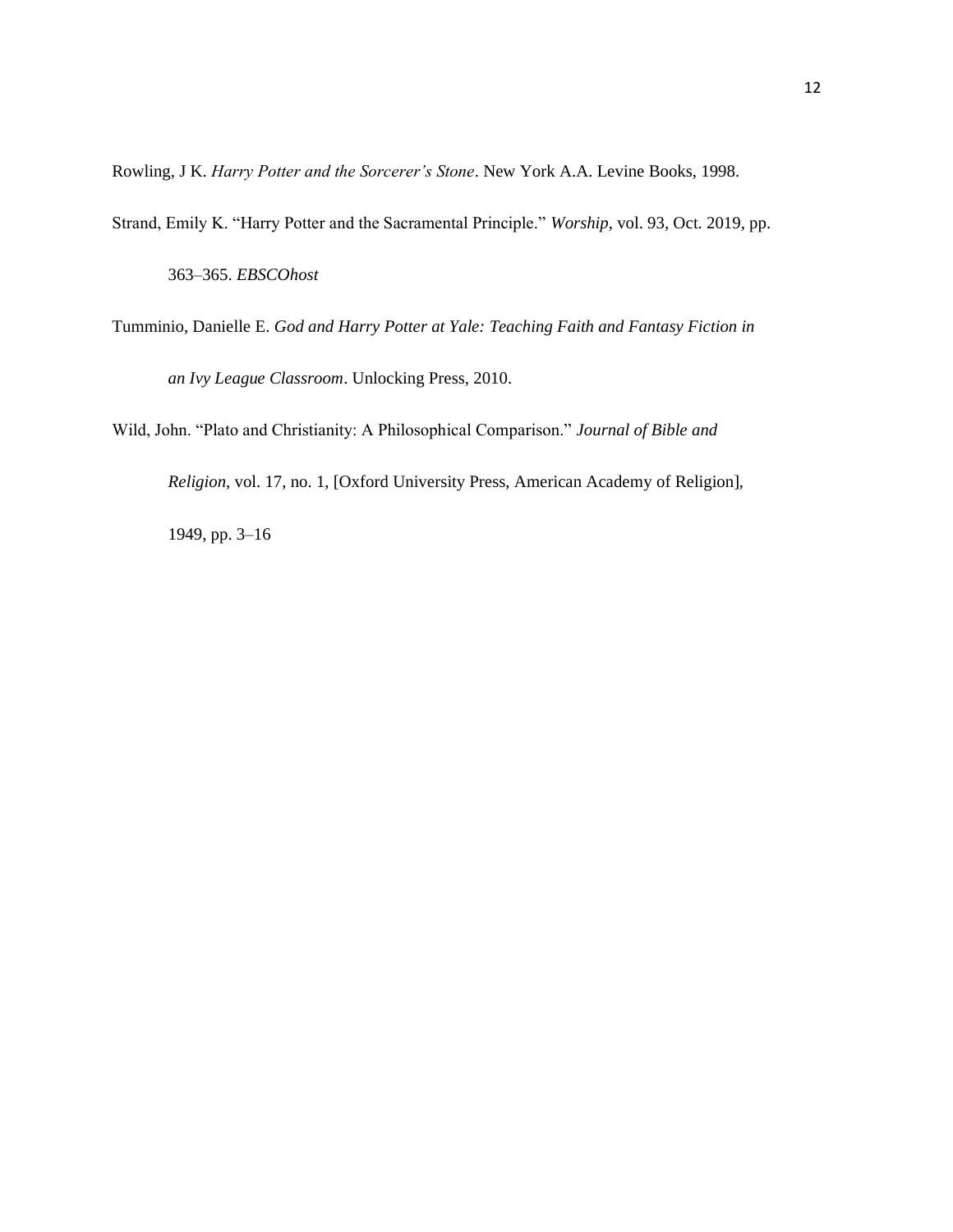Rowling, J K. *Harry Potter and the Sorcerer's Stone*. New York A.A. Levine Books, 1998.

Strand, Emily K. "Harry Potter and the Sacramental Principle." *Worship*, vol. 93, Oct. 2019, pp. 363–365. *EBSCOhost*

Tumminio, Danielle E. *God and Harry Potter at Yale: Teaching Faith and Fantasy Fiction in an Ivy League Classroom*. Unlocking Press, 2010.

Wild, John. "Plato and Christianity: A Philosophical Comparison." *Journal of Bible and Religion*, vol. 17, no. 1, [Oxford University Press, American Academy of Religion], 1949, pp. 3–16